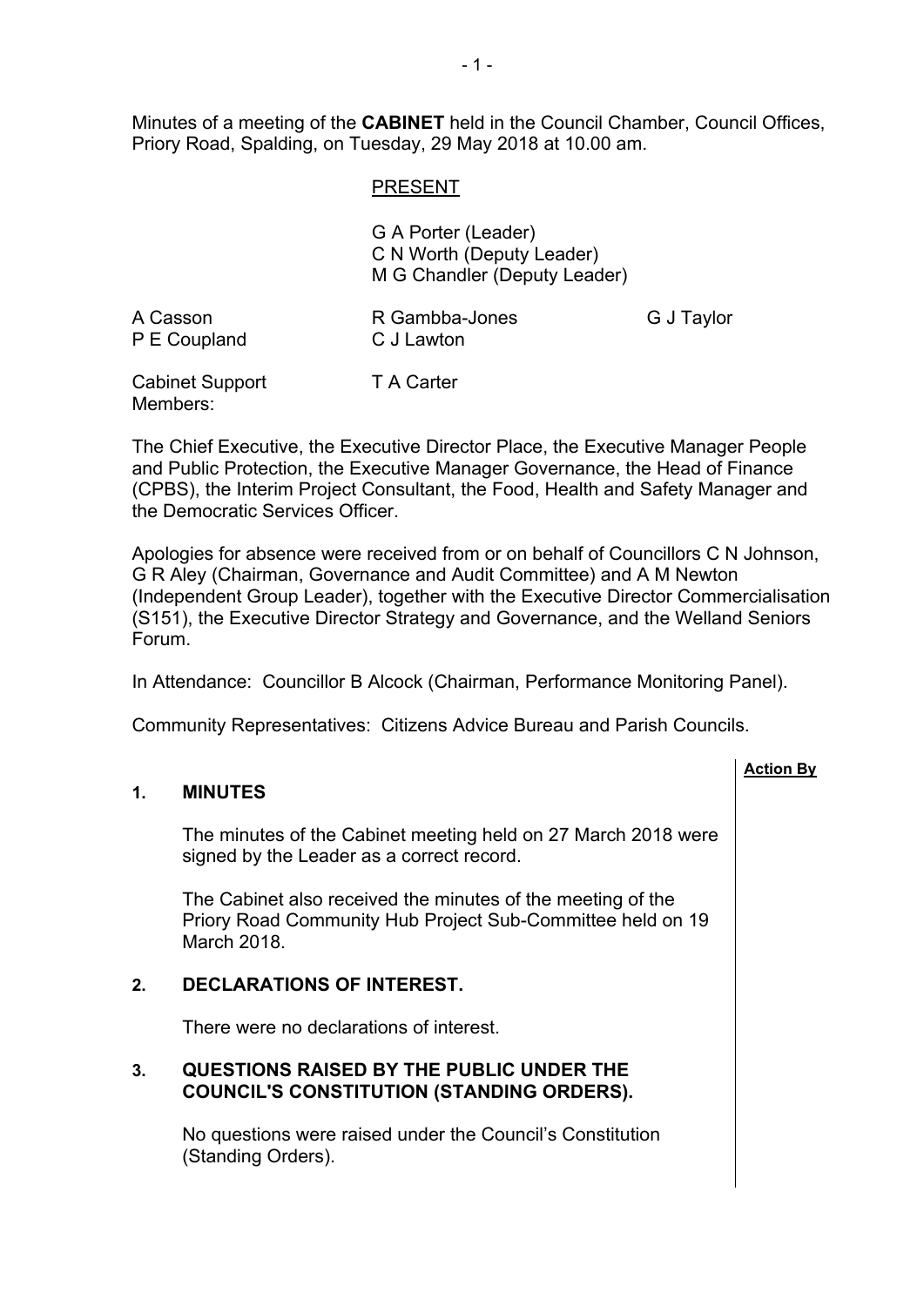Minutes of a meeting of the **CABINET** held in the Council Chamber, Council Offices, Priory Road, Spalding, on Tuesday, 29 May 2018 at 10.00 am.

PRESENT

G A Porter (Leader)
C N Worth (Deputy Leader)
M G Chandler (Deputy Leader)

| | | |
|---|---|---|
| A Casson | R Gambba-Jones | G J Taylor |
| P E Coupland | C J Lawton | |

Cabinet Support Members: T A Carter

The Chief Executive, the Executive Director Place, the Executive Manager People and Public Protection, the Executive Manager Governance, the Head of Finance (CPBS), the Interim Project Consultant, the Food, Health and Safety Manager and the Democratic Services Officer.

Apologies for absence were received from or on behalf of Councillors C N Johnson, G R Aley (Chairman, Governance and Audit Committee) and A M Newton (Independent Group Leader), together with the Executive Director Commercialisation (S151), the Executive Director Strategy and Governance, and the Welland Seniors Forum.

In Attendance: Councillor B Alcock (Chairman, Performance Monitoring Panel).

Community Representatives: Citizens Advice Bureau and Parish Councils.

**Action By**

## 1. MINUTES

The minutes of the Cabinet meeting held on 27 March 2018 were signed by the Leader as a correct record.

The Cabinet also received the minutes of the meeting of the Priory Road Community Hub Project Sub-Committee held on 19 March 2018.

## 2. DECLARATIONS OF INTEREST.

There were no declarations of interest.

## 3. QUESTIONS RAISED BY THE PUBLIC UNDER THE COUNCIL'S CONSTITUTION (STANDING ORDERS).

No questions were raised under the Council's Constitution (Standing Orders).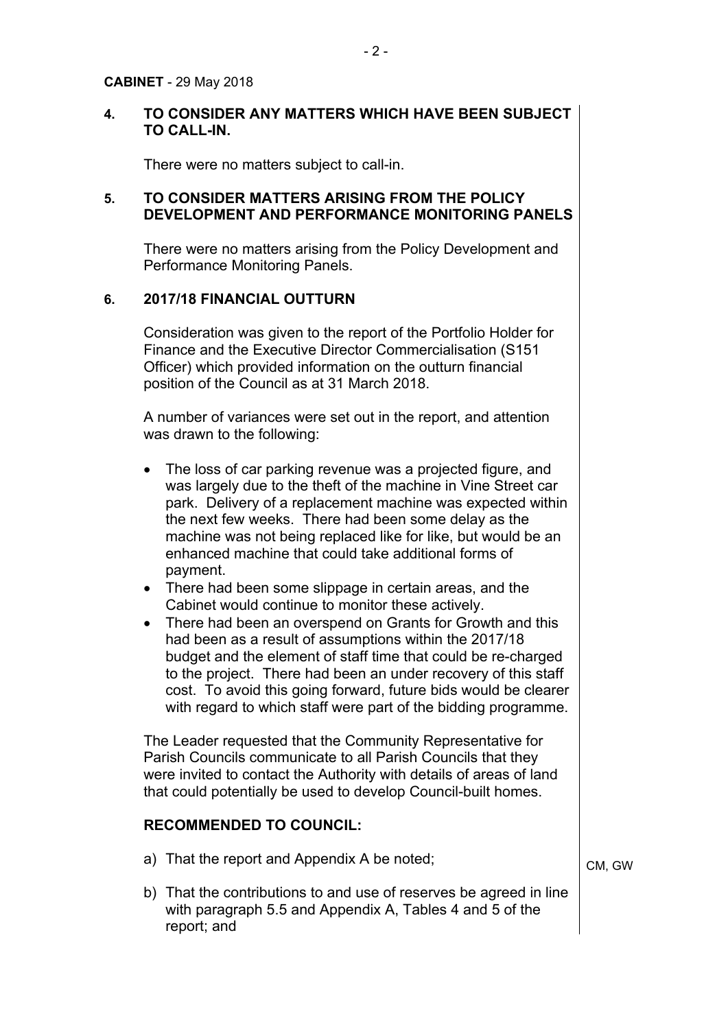**CABINET** - 29 May 2018

**4. TO CONSIDER ANY MATTERS WHICH HAVE BEEN SUBJECT TO CALL-IN.**

There were no matters subject to call-in.

**5. TO CONSIDER MATTERS ARISING FROM THE POLICY DEVELOPMENT AND PERFORMANCE MONITORING PANELS**

There were no matters arising from the Policy Development and Performance Monitoring Panels.

**6. 2017/18 FINANCIAL OUTTURN**

Consideration was given to the report of the Portfolio Holder for Finance and the Executive Director Commercialisation (S151 Officer) which provided information on the outturn financial position of the Council as at 31 March 2018.

A number of variances were set out in the report, and attention was drawn to the following:

- The loss of car parking revenue was a projected figure, and was largely due to the theft of the machine in Vine Street car park. Delivery of a replacement machine was expected within the next few weeks. There had been some delay as the machine was not being replaced like for like, but would be an enhanced machine that could take additional forms of payment.
- There had been some slippage in certain areas, and the Cabinet would continue to monitor these actively.
- There had been an overspend on Grants for Growth and this had been as a result of assumptions within the 2017/18 budget and the element of staff time that could be re-charged to the project. There had been an under recovery of this staff cost. To avoid this going forward, future bids would be clearer with regard to which staff were part of the bidding programme.

The Leader requested that the Community Representative for Parish Councils communicate to all Parish Councils that they were invited to contact the Authority with details of areas of land that could potentially be used to develop Council-built homes.

**RECOMMENDED TO COUNCIL:**

a) That the report and Appendix A be noted;

CM, GW

b) That the contributions to and use of reserves be agreed in line with paragraph 5.5 and Appendix A, Tables 4 and 5 of the report; and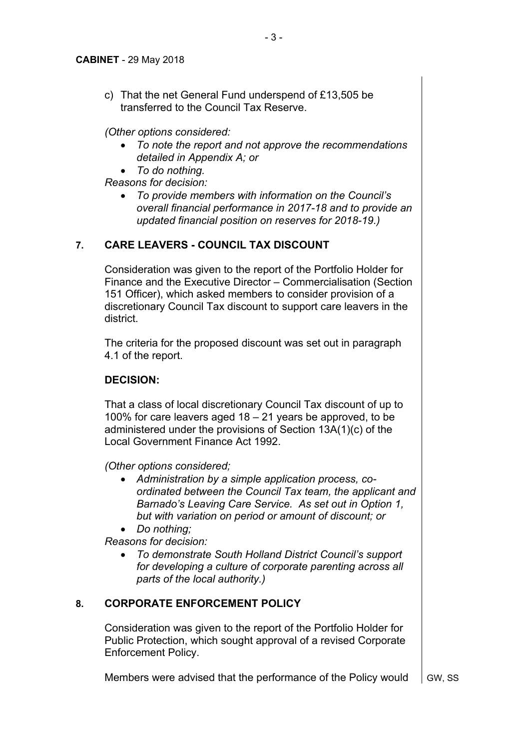c) That the net General Fund underspend of £13,505 be transferred to the Council Tax Reserve.

*(Other options considered:*

- *To note the report and not approve the recommendations detailed in Appendix A; or*
- *To do nothing.*

*Reasons for decision:*

- *To provide members with information on the Council's overall financial performance in 2017-18 and to provide an updated financial position on reserves for 2018-19.)*

## 7. CARE LEAVERS - COUNCIL TAX DISCOUNT

Consideration was given to the report of the Portfolio Holder for Finance and the Executive Director – Commercialisation (Section 151 Officer), which asked members to consider provision of a discretionary Council Tax discount to support care leavers in the district.

The criteria for the proposed discount was set out in paragraph 4.1 of the report.

**DECISION:**

That a class of local discretionary Council Tax discount of up to 100% for care leavers aged 18 – 21 years be approved, to be administered under the provisions of Section 13A(1)(c) of the Local Government Finance Act 1992.

*(Other options considered;*

- *Administration by a simple application process, co-ordinated between the Council Tax team, the applicant and Barnado's Leaving Care Service. As set out in Option 1, but with variation on period or amount of discount; or*
- *Do nothing;*

*Reasons for decision:*

- *To demonstrate South Holland District Council's support for developing a culture of corporate parenting across all parts of the local authority.)*

## 8. CORPORATE ENFORCEMENT POLICY

Consideration was given to the report of the Portfolio Holder for Public Protection, which sought approval of a revised Corporate Enforcement Policy.

Members were advised that the performance of the Policy would

GW, SS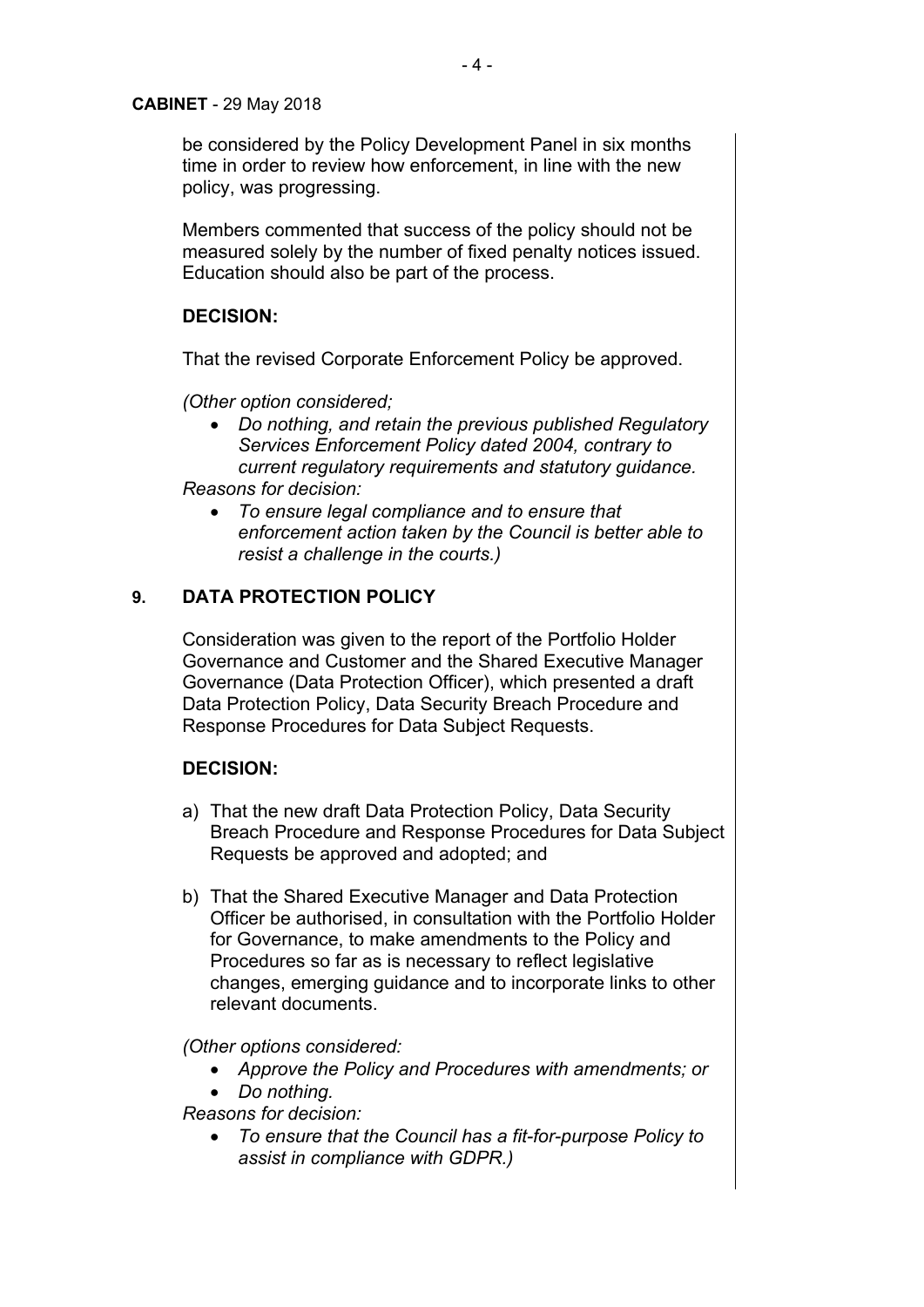be considered by the Policy Development Panel in six months time in order to review how enforcement, in line with the new policy, was progressing.

Members commented that success of the policy should not be measured solely by the number of fixed penalty notices issued. Education should also be part of the process.

**DECISION:**

That the revised Corporate Enforcement Policy be approved.

*(Other option considered;*

- *Do nothing, and retain the previous published Regulatory Services Enforcement Policy dated 2004, contrary to current regulatory requirements and statutory guidance.*

*Reasons for decision:*

- *To ensure legal compliance and to ensure that enforcement action taken by the Council is better able to resist a challenge in the courts.)*

## 9. DATA PROTECTION POLICY

Consideration was given to the report of the Portfolio Holder Governance and Customer and the Shared Executive Manager Governance (Data Protection Officer), which presented a draft Data Protection Policy, Data Security Breach Procedure and Response Procedures for Data Subject Requests.

**DECISION:**

a) That the new draft Data Protection Policy, Data Security Breach Procedure and Response Procedures for Data Subject Requests be approved and adopted; and

b) That the Shared Executive Manager and Data Protection Officer be authorised, in consultation with the Portfolio Holder for Governance, to make amendments to the Policy and Procedures so far as is necessary to reflect legislative changes, emerging guidance and to incorporate links to other relevant documents.

*(Other options considered:*

- *Approve the Policy and Procedures with amendments; or*
- *Do nothing.*

*Reasons for decision:*

- *To ensure that the Council has a fit-for-purpose Policy to assist in compliance with GDPR.)*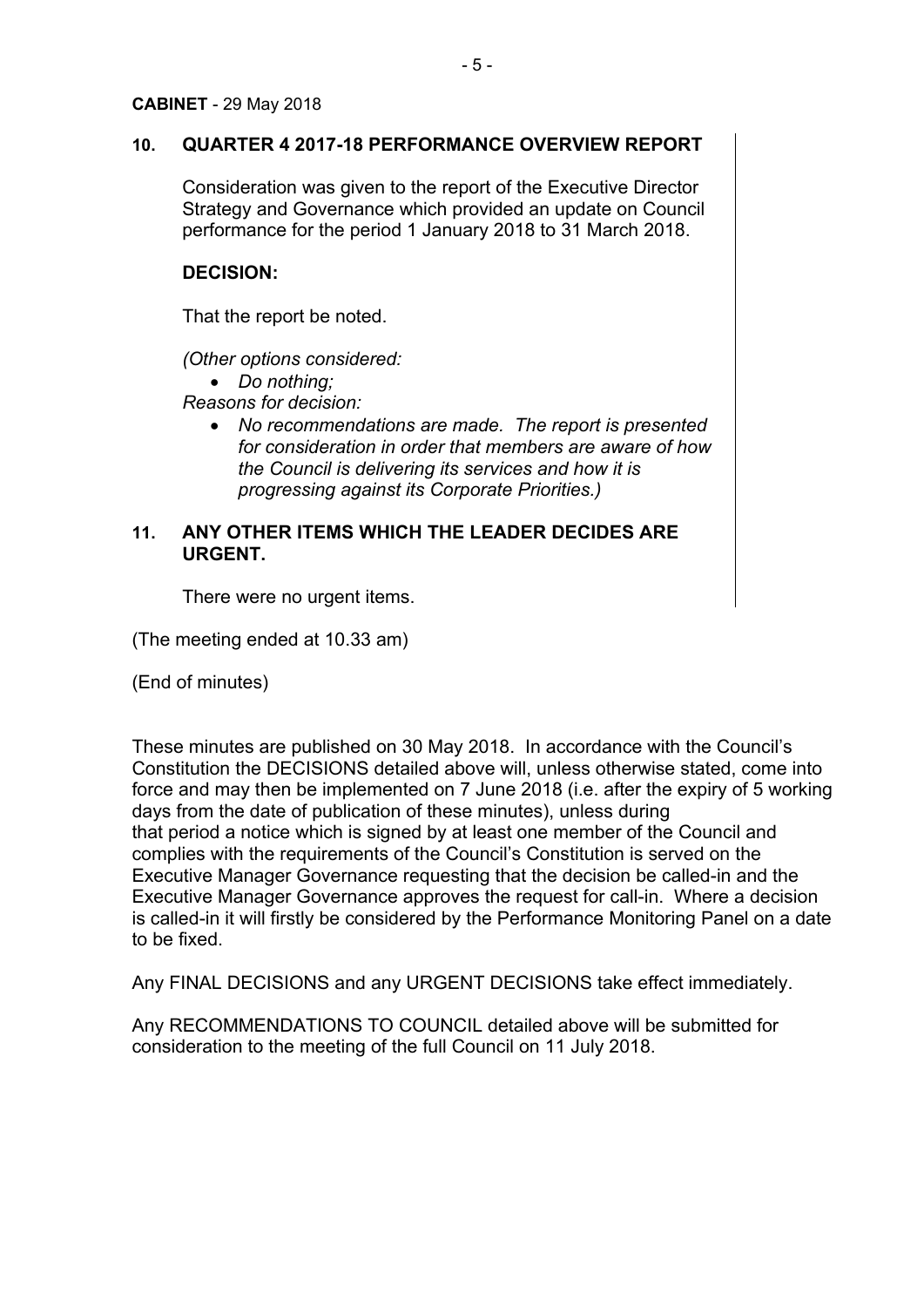**CABINET** - 29 May 2018

## 10. QUARTER 4 2017-18 PERFORMANCE OVERVIEW REPORT

Consideration was given to the report of the Executive Director Strategy and Governance which provided an update on Council performance for the period 1 January 2018 to 31 March 2018.

**DECISION:**

That the report be noted.

*(Other options considered:*

- *Do nothing;*

*Reasons for decision:*

- *No recommendations are made. The report is presented for consideration in order that members are aware of how the Council is delivering its services and how it is progressing against its Corporate Priorities.)*

## 11. ANY OTHER ITEMS WHICH THE LEADER DECIDES ARE URGENT.

There were no urgent items.

(The meeting ended at 10.33 am)

(End of minutes)

These minutes are published on 30 May 2018. In accordance with the Council's Constitution the DECISIONS detailed above will, unless otherwise stated, come into force and may then be implemented on 7 June 2018 (i.e. after the expiry of 5 working days from the date of publication of these minutes), unless during that period a notice which is signed by at least one member of the Council and complies with the requirements of the Council's Constitution is served on the Executive Manager Governance requesting that the decision be called-in and the Executive Manager Governance approves the request for call-in. Where a decision is called-in it will firstly be considered by the Performance Monitoring Panel on a date to be fixed.

Any FINAL DECISIONS and any URGENT DECISIONS take effect immediately.

Any RECOMMENDATIONS TO COUNCIL detailed above will be submitted for consideration to the meeting of the full Council on 11 July 2018.